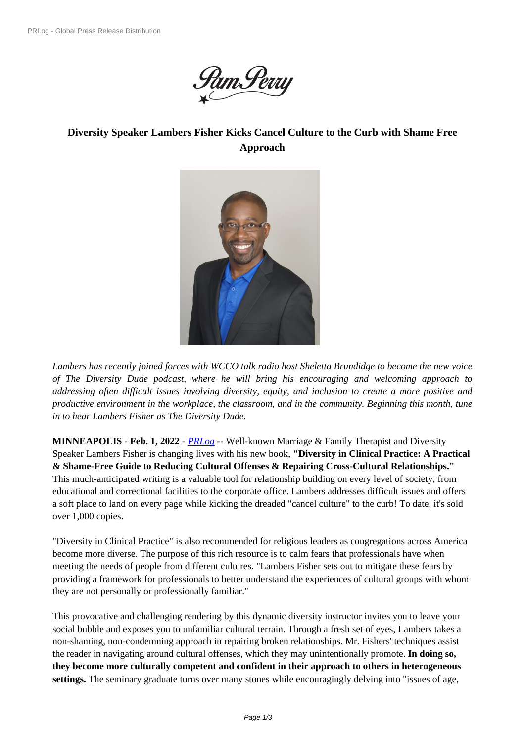# Diversity Speaker Lambers Fisher Kicks Cancel Culture to the Curb with Shame Free Approach

*Lambers has recently joined forces with WCCO talk radio host Sheletta Brundidge to become the new voice of The Diversity Dude podcast, where he will bring his encouraging and welcoming approach to addressing often difficult issues involving diversity, equity, and inclusion to create a more positive and productive environment in the workplace, the classroom, and in the community. Beginning this month, tune in to hear Lambers Fisher as The Diversity Dude.*

**MINNEAPOLIS** - **Feb. 1, 2022** - *PRLog* -- Well-known Marriage & Family Therapist and Diversity Speaker Lambers Fisher is changing lives with his new book, **"Diversity in Clinical Practice: A Practical & Shame-Free Guide to Reducing Cultural Offenses & Repairing Cross-Cultural Relationships."** This much-anticipated writing is a valuable tool for relationship building on every level of society, from educational and correctional facilities to the corporate office. Lambers addresses difficult issues and offers a soft place to land on every page while kicking the dreaded "cancel culture" to the curb! To date, it's sold over 1,000 copies.

"Diversity in Clinical Practice" is also recommended for religious leaders as congregations across America become more diverse. The purpose of this rich resource is to calm fears that professionals have when meeting the needs of people from different cultures. "Lambers Fisher sets out to mitigate these fears by providing a framework for professionals to better understand the experiences of cultural groups with whom they are not personally or professionally familiar."

This provocative and challenging rendering by this dynamic diversity instructor invites you to leave your social bubble and exposes you to unfamiliar cultural terrain. Through a fresh set of eyes, Lambers takes a non-shaming, non-condemning approach in repairing broken relationships. Mr. Fishers' techniques assist the reader in navigating around cultural offenses, which they may unintentionally promote. **In doing so, they become more culturally competent and confident in their approach to others in heterogeneous settings.** The seminary graduate turns over many stones while encouragingly delving into "issues of age,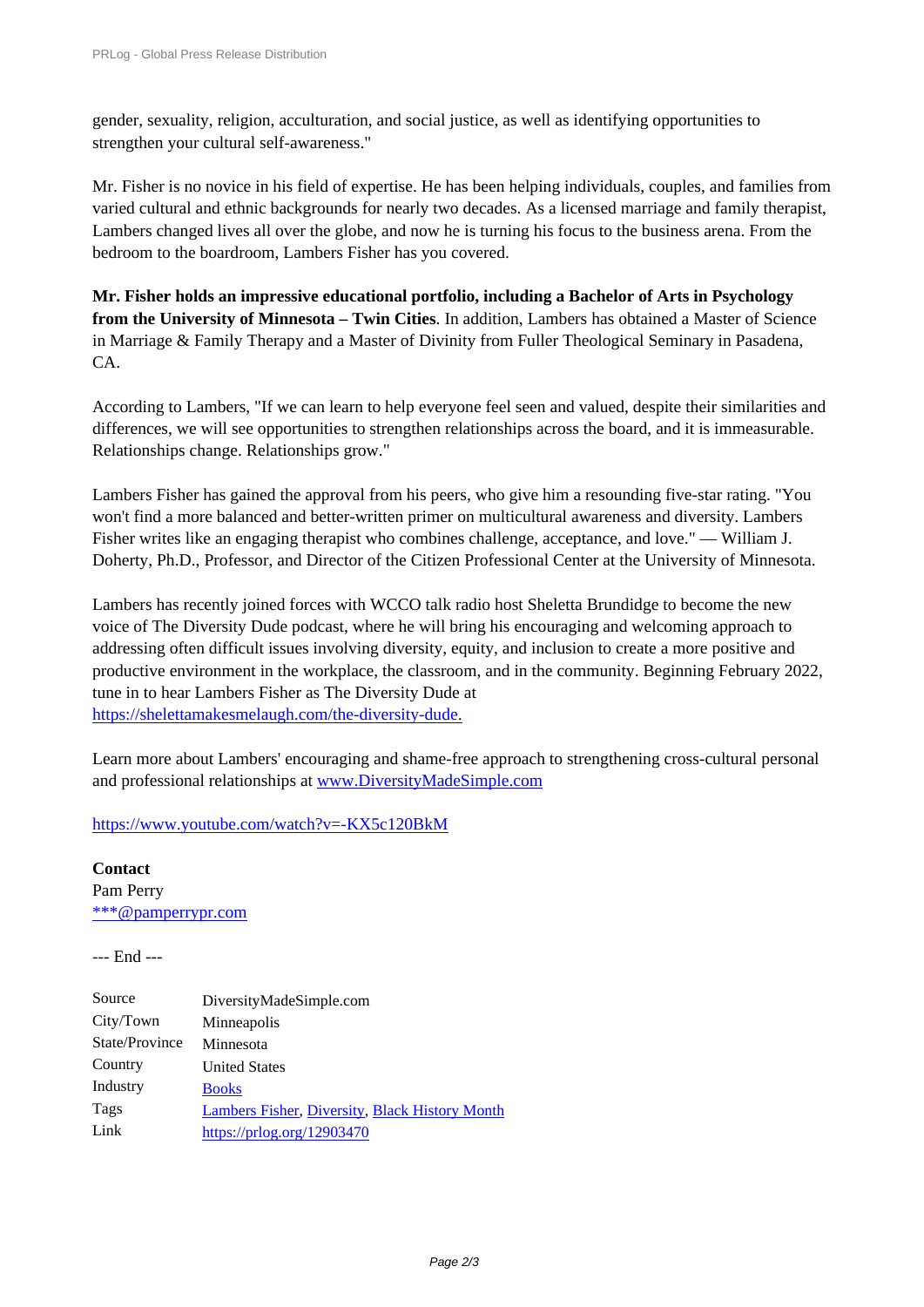gender, sexuality, religion, acculturation, and social justice, as well as identifying opportunities to strengthen your cultural self-awareness."

Mr. Fisher is no novice in his field of expertise. He has been helping individuals, couples, and families from varied cultural and ethnic backgrounds for nearly two decades. As a licensed marriage and family therapist, Lambers changed lives all over the globe, and now he is turning his focus to the business arena. From the bedroom to the boardroom, Lambers Fisher has you covered.

**Mr. Fisher holds an impressive educational portfolio, including a Bachelor of Arts in Psychology from the University of Minnesota – Twin Cities**. In addition, Lambers has obtained a Master of Science in Marriage & Family Therapy and a Master of Divinity from Fuller Theological Seminary in Pasadena, CA.

According to Lambers, "If we can learn to help everyone feel seen and valued, despite their similarities and differences, we will see opportunities to strengthen relationships across the board, and it is immeasurable. Relationships change. Relationships grow."

Lambers Fisher has gained the approval from his peers, who give him a resounding five-star rating. "You won't find a more balanced and better-written primer on multicultural awareness and diversity. Lambers Fisher writes like an engaging therapist who combines challenge, acceptance, and love." — William J. Doherty, Ph.D., Professor, and Director of the Citizen Professional Center at the University of Minnesota.

Lambers has recently joined forces with WCCO talk radio host Sheletta Brundidge to become the new voice of The Diversity Dude podcast, where he will bring his encouraging and welcoming approach to addressing often difficult issues involving diversity, equity, and inclusion to create a more positive and productive environment in the workplace, the classroom, and in the community. Beginning February 2022, tune in to hear Lambers Fisher as The Diversity Dude at https://shelettamakesmelaugh.com/the-diversity-dude.

Learn more about Lambers' encouraging and shame-free approach to strengthening cross-cultural personal and professional relationships at www.DiversityMadeSimple.com

https://www.youtube.com/watch?v=-KX5c120BkM

**Contact**
Pam Perry
***@pamperrypr.com

--- End ---

| | |
|---|---|
| Source | DiversityMadeSimple.com |
| City/Town | Minneapolis |
| State/Province | Minnesota |
| Country | United States |
| Industry | Books |
| Tags | Lambers Fisher, Diversity, Black History Month |
| Link | https://prlog.org/12903470 |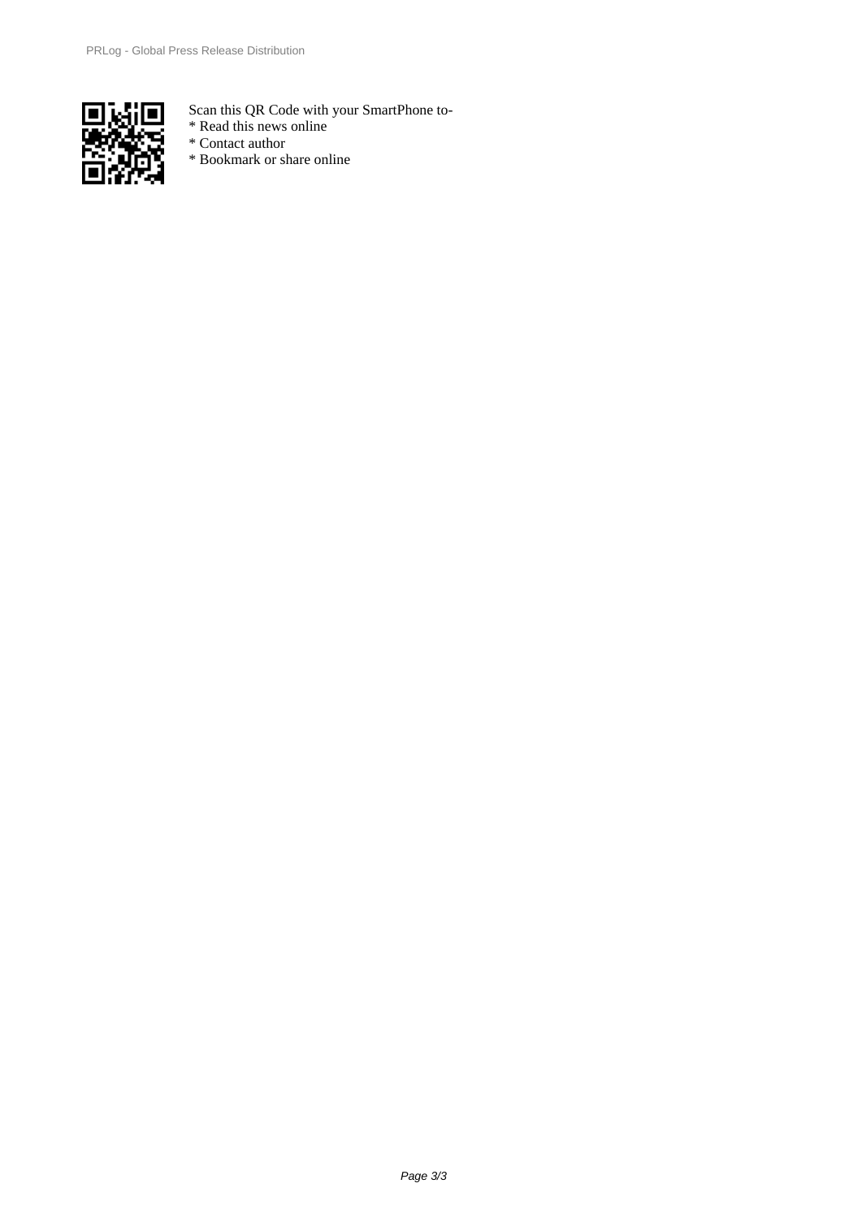Scan this QR Code with your SmartPhone to-
* Read this news online
* Contact author
* Bookmark or share online